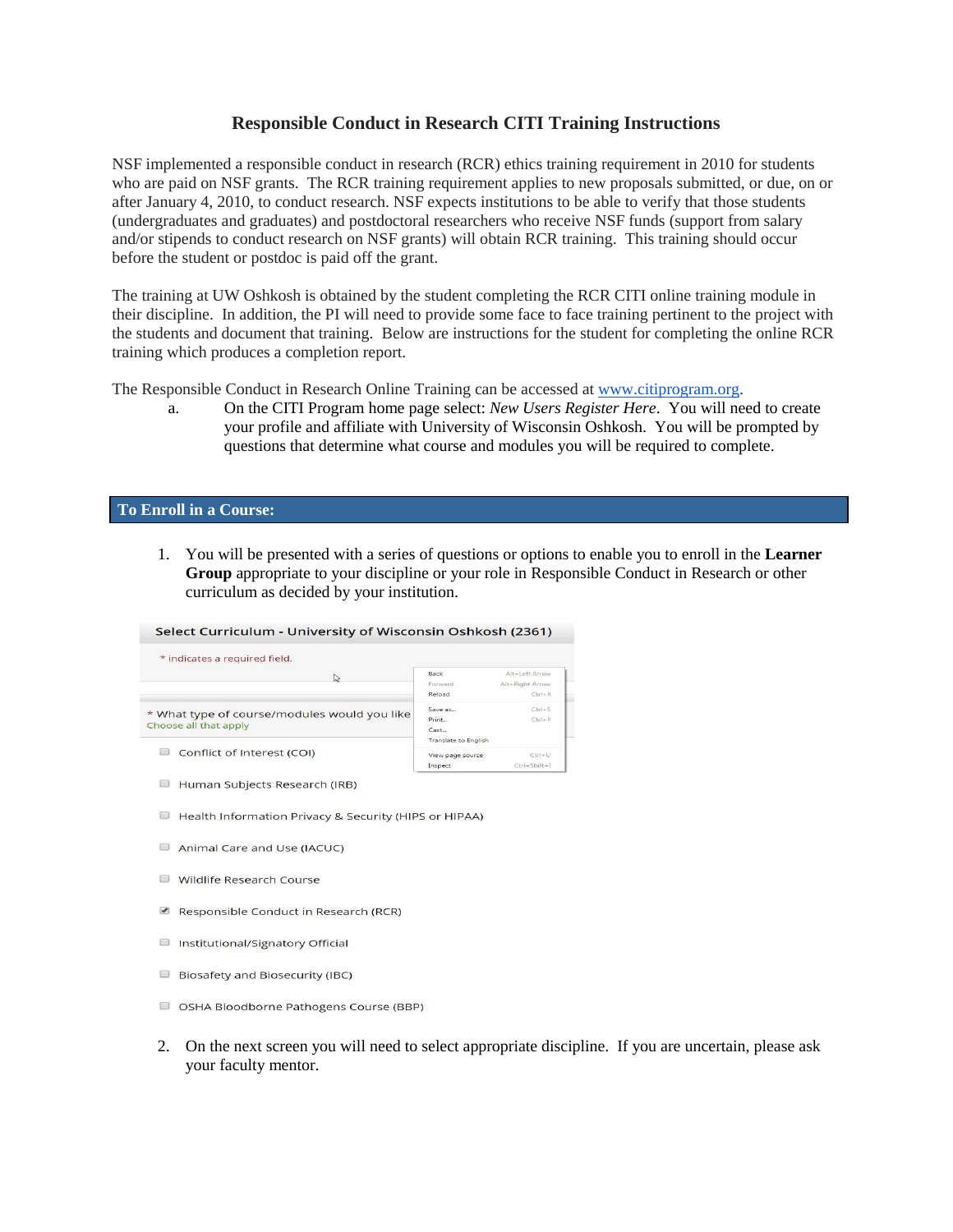# Responsible Conduct in Research CITI Training Instructions

NSF implemented a responsible conduct in research (RCR) ethics training requirement in 2010 for students who are paid on NSF grants. The RCR training requirement applies to new proposals submitted, or due, on or after January 4, 2010, to conduct research. NSF expects institutions to be able to verify that those students (undergraduates and graduates) and postdoctoral researchers who receive NSF funds (support from salary and/or stipends to conduct research on NSF grants) will obtain RCR training. This training should occur before the student or postdoc is paid off the grant.

The training at UW Oshkosh is obtained by the student completing the RCR CITI online training module in their discipline. In addition, the PI will need to provide some face to face training pertinent to the project with the students and document that training. Below are instructions for the student for completing the online RCR training which produces a completion report.

The Responsible Conduct in Research Online Training can be accessed at [www.citiprogram.org](http://www.citiprogram.org).

a. On the CITI Program home page select: *New Users Register Here*. You will need to create your profile and affiliate with University of Wisconsin Oshkosh. You will be prompted by questions that determine what course and modules you will be required to complete.

## To Enroll in a Course:

1. You will be presented with a series of questions or options to enable you to enroll in the **Learner Group** appropriate to your discipline or your role in Responsible Conduct in Research or other curriculum as decided by your institution.

   **Select Curriculum - University of Wisconsin Oshkosh (2361)**

   * indicates a required field.

   * What type of course/modules would you like
   Choose all that apply

   - [ ] Conflict of Interest (COI)
   - [ ] Human Subjects Research (IRB)
   - [ ] Health Information Privacy & Security (HIPS or HIPAA)
   - [ ] Animal Care and Use (IACUC)
   - [ ] Wildlife Research Course
   - [x] Responsible Conduct in Research (RCR)
   - [ ] Institutional/Signatory Official
   - [ ] Biosafety and Biosecurity (IBC)
   - [ ] OSHA Bloodborne Pathogens Course (BBP)

2. On the next screen you will need to select appropriate discipline. If you are uncertain, please ask your faculty mentor.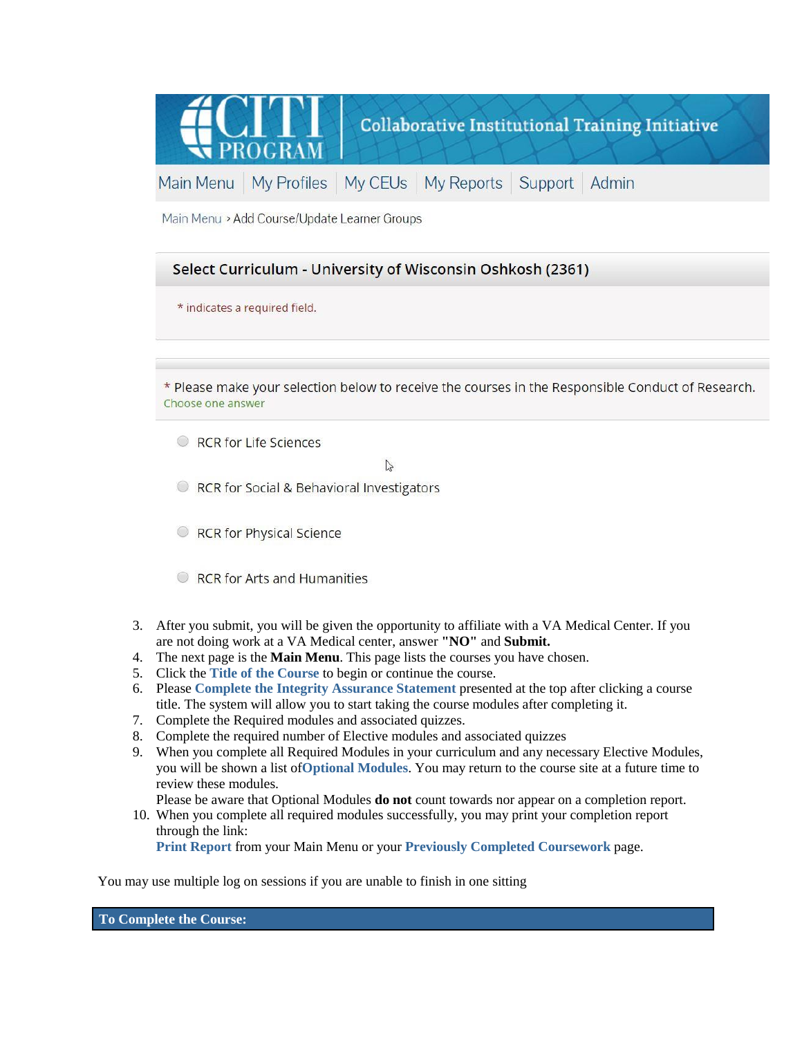CITI PROGRAM | Collaborative Institutional Training Initiative

Main Menu | My Profiles | My CEUs | My Reports | Support | Admin

Main Menu › Add Course/Update Learner Groups

**Select Curriculum - University of Wisconsin Oshkosh (2361)**

* indicates a required field.

* Please make your selection below to receive the courses in the Responsible Conduct of Research.
Choose one answer

- RCR for Life Sciences
- RCR for Social & Behavioral Investigators
- RCR for Physical Science
- RCR for Arts and Humanities

3. After you submit, you will be given the opportunity to affiliate with a VA Medical Center. If you are not doing work at a VA Medical center, answer **"NO"** and **Submit.**
4. The next page is the **Main Menu**. This page lists the courses you have chosen.
5. Click the **Title of the Course** to begin or continue the course.
6. Please **Complete the Integrity Assurance Statement** presented at the top after clicking a course title. The system will allow you to start taking the course modules after completing it.
7. Complete the Required modules and associated quizzes.
8. Complete the required number of Elective modules and associated quizzes
9. When you complete all Required Modules in your curriculum and any necessary Elective Modules, you will be shown a list of **Optional Modules**. You may return to the course site at a future time to review these modules.
   Please be aware that Optional Modules **do not** count towards nor appear on a completion report.
10. When you complete all required modules successfully, you may print your completion report through the link:
    **Print Report** from your Main Menu or your **Previously Completed Coursework** page.

You may use multiple log on sessions if you are unable to finish in one sitting

**To Complete the Course:**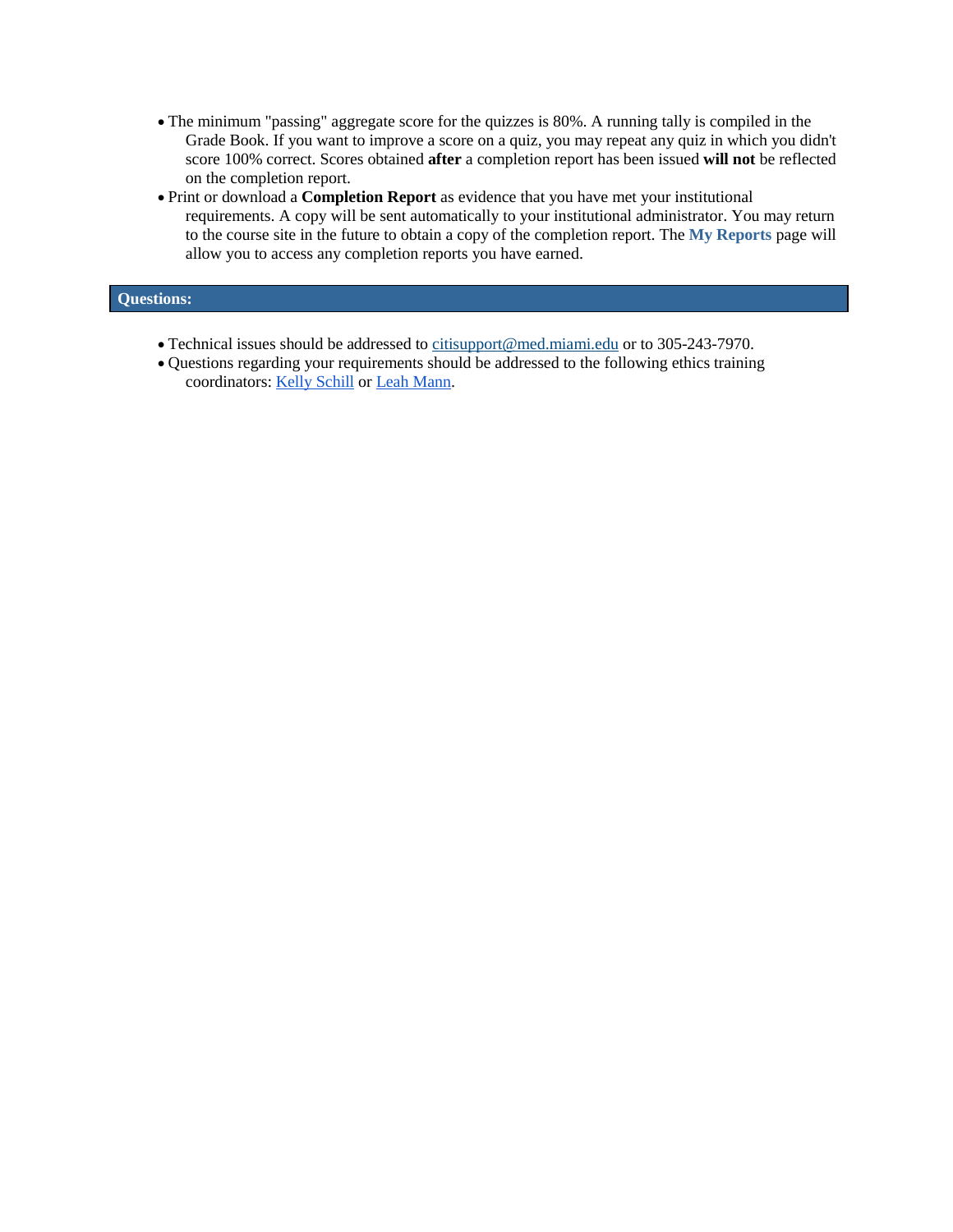- The minimum "passing" aggregate score for the quizzes is 80%. A running tally is compiled in the Grade Book. If you want to improve a score on a quiz, you may repeat any quiz in which you didn't score 100% correct. Scores obtained **after** a completion report has been issued **will not** be reflected on the completion report.
- Print or download a **Completion Report** as evidence that you have met your institutional requirements. A copy will be sent automatically to your institutional administrator. You may return to the course site in the future to obtain a copy of the completion report. The **My Reports** page will allow you to access any completion reports you have earned.

## Questions:

- Technical issues should be addressed to citisupport@med.miami.edu or to 305-243-7970.
- Questions regarding your requirements should be addressed to the following ethics training coordinators: Kelly Schill or Leah Mann.